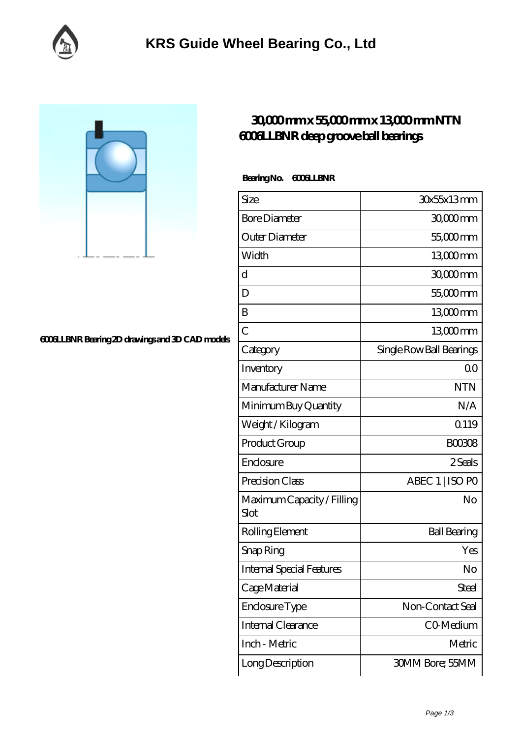# KRS Guide Wheel Bearing Co., Ltd

## 30,000 mm x 55,000 mm x 13,000 mm NTN 6006LLBNR deep groove ball bearings

6006LLBNR Bearing 2D drawings and 3D CAD models

**Bearing No. 6006LLBNR**

| Size | 30x55x13 mm |
|---|---|
| Bore Diameter | 30,000 mm |
| Outer Diameter | 55,000 mm |
| Width | 13,000 mm |
| d | 30,000 mm |
| D | 55,000 mm |
| B | 13,000 mm |
| C | 13,000 mm |
| Category | Single Row Ball Bearings |
| Inventory | 0.0 |
| Manufacturer Name | NTN |
| Minimum Buy Quantity | N/A |
| Weight / Kilogram | 0.119 |
| Product Group | B00308 |
| Enclosure | 2 Seals |
| Precision Class | ABEC 1 \| ISO P0 |
| Maximum Capacity / Filling Slot | No |
| Rolling Element | Ball Bearing |
| Snap Ring | Yes |
| Internal Special Features | No |
| Cage Material | Steel |
| Enclosure Type | Non-Contact Seal |
| Internal Clearance | C0-Medium |
| Inch - Metric | Metric |
| Long Description | 30MM Bore; 55MM |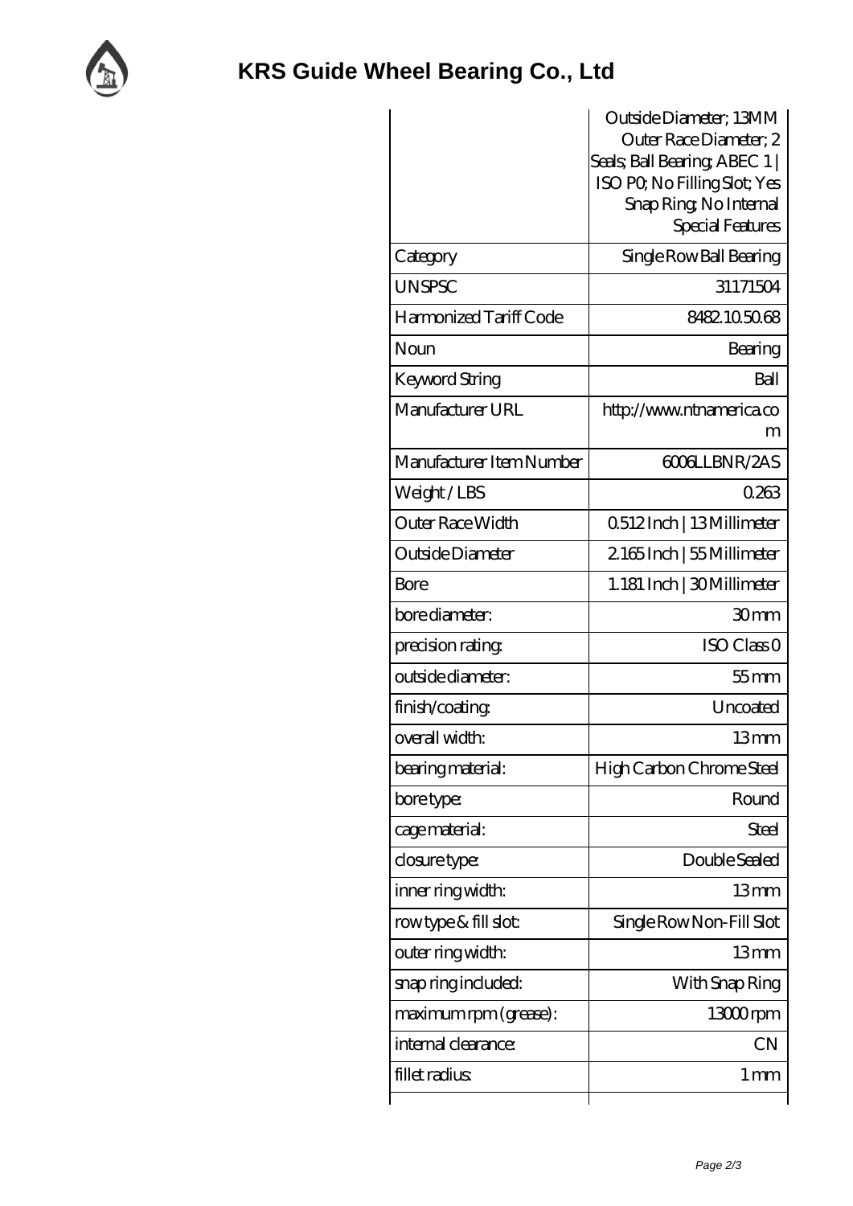# KRS Guide Wheel Bearing Co., Ltd

| | |
|---|---|
| | Outside Diameter; 13MM Outer Race Diameter; 2 Seals; Ball Bearing; ABEC 1 \| ISO P0; No Filling Slot; Yes Snap Ring; No Internal Special Features |
| Category | Single Row Ball Bearing |
| UNSPSC | 31171504 |
| Harmonized Tariff Code | 8482.10.50.68 |
| Noun | Bearing |
| Keyword String | Ball |
| Manufacturer URL | http://www.ntnamerica.com |
| Manufacturer Item Number | 6006LLBNR/2AS |
| Weight / LBS | 0.263 |
| Outer Race Width | 0.512 Inch \| 13 Millimeter |
| Outside Diameter | 2.165 Inch \| 55 Millimeter |
| Bore | 1.181 Inch \| 30 Millimeter |
| bore diameter: | 30 mm |
| precision rating: | ISO Class 0 |
| outside diameter: | 55 mm |
| finish/coating: | Uncoated |
| overall width: | 13 mm |
| bearing material: | High Carbon Chrome Steel |
| bore type: | Round |
| cage material: | Steel |
| closure type: | Double Sealed |
| inner ring width: | 13 mm |
| row type & fill slot: | Single Row Non-Fill Slot |
| outer ring width: | 13 mm |
| snap ring included: | With Snap Ring |
| maximum rpm (grease): | 13000 rpm |
| internal clearance: | CN |
| fillet radius: | 1 mm |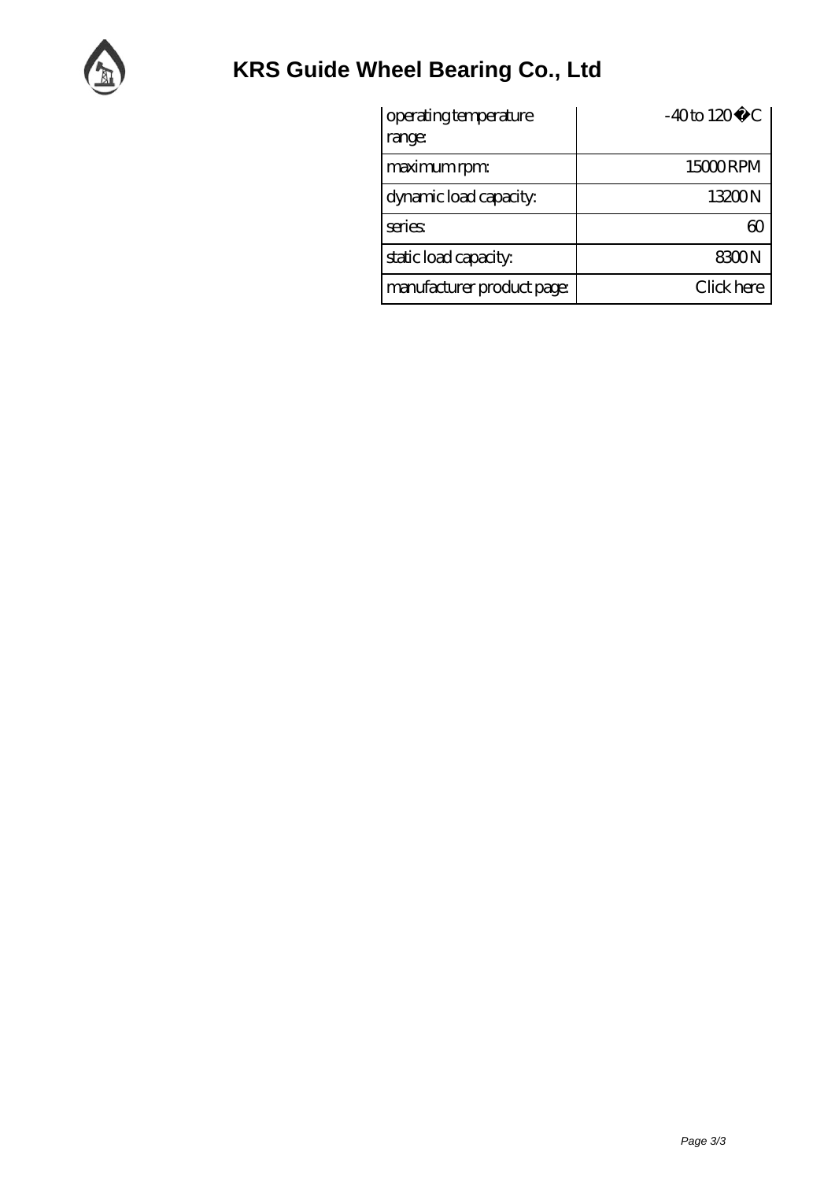| | |
|---|---|
| operating temperature range: | -40 to 120�C |
| maximum rpm: | 15000 RPM |
| dynamic load capacity: | 13200 N |
| series: | 60 |
| static load capacity: | 8300 N |
| manufacturer product page: | Click here |